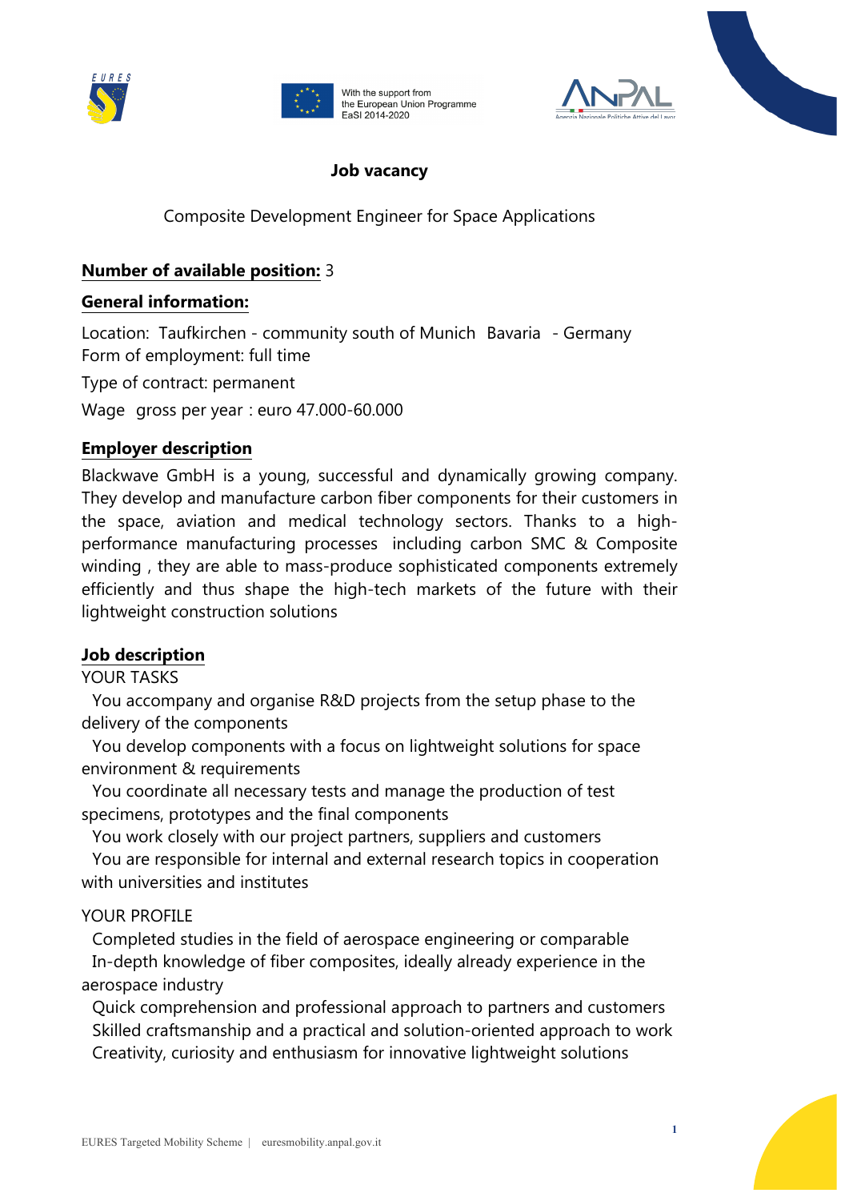With the support from the European Union Programme EaSI 2014-2020

# Job vacancy

Composite Development Engineer for Space Applications

**Number of available position:** 3

**General information:**

Location: Taufkirchen - community south of Munich Bavaria - Germany
Form of employment: full time

Type of contract: permanent

Wage gross per year : euro 47.000-60.000

**Employer description**

Blackwave GmbH is a young, successful and dynamically growing company. They develop and manufacture carbon fiber components for their customers in the space, aviation and medical technology sectors. Thanks to a high-performance manufacturing processes including carbon SMC & Composite winding , they are able to mass-produce sophisticated components extremely efficiently and thus shape the high-tech markets of the future with their lightweight construction solutions

**Job description**

YOUR TASKS

- You accompany and organise R&D projects from the setup phase to the delivery of the components
- You develop components with a focus on lightweight solutions for space environment & requirements
- You coordinate all necessary tests and manage the production of test specimens, prototypes and the final components
- You work closely with our project partners, suppliers and customers
- You are responsible for internal and external research topics in cooperation with universities and institutes

YOUR PROFILE

- Completed studies in the field of aerospace engineering or comparable
- In-depth knowledge of fiber composites, ideally already experience in the aerospace industry
- Quick comprehension and professional approach to partners and customers
- Skilled craftsmanship and a practical and solution-oriented approach to work
- Creativity, curiosity and enthusiasm for innovative lightweight solutions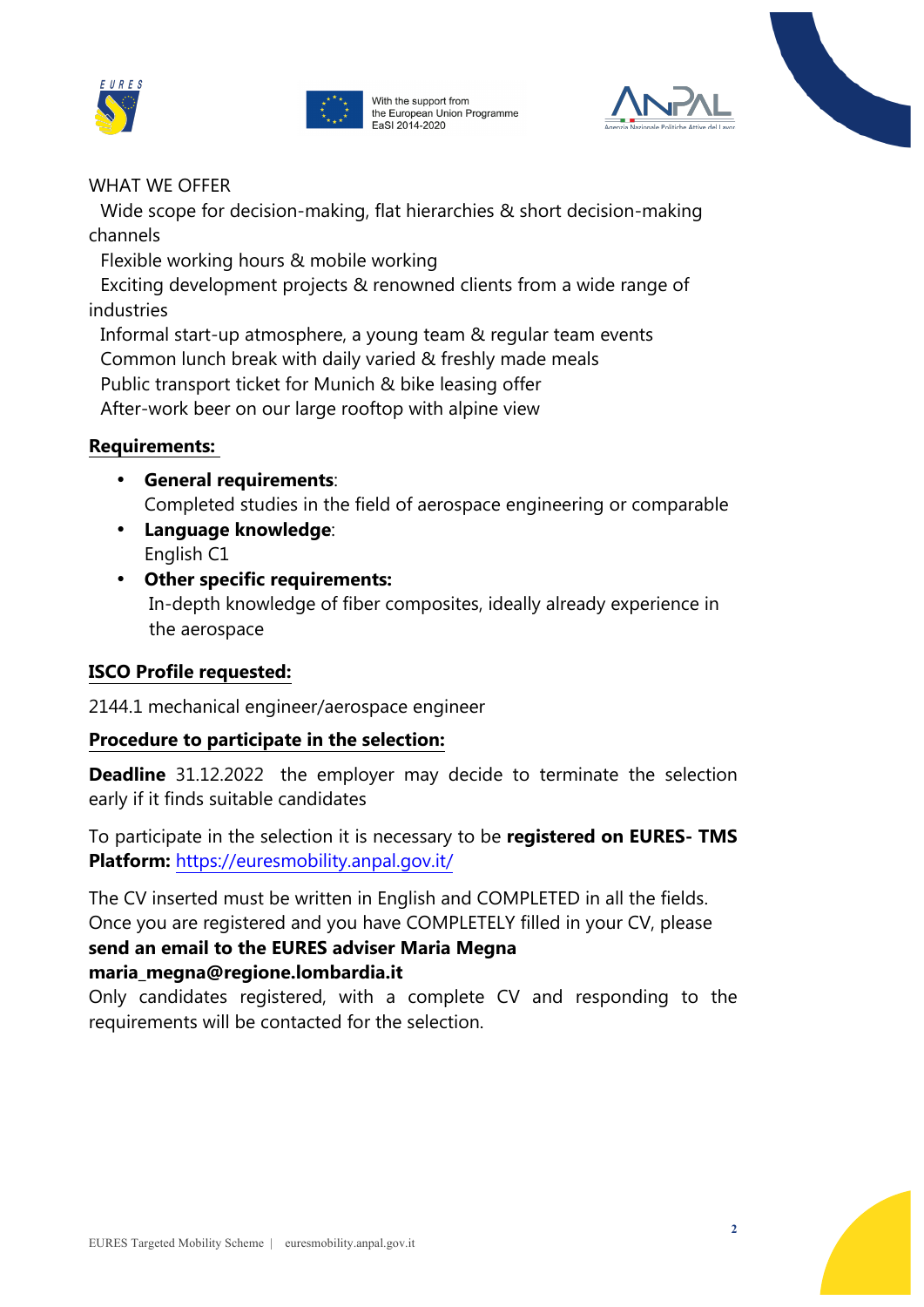WHAT WE OFFER

- Wide scope for decision-making, flat hierarchies & short decision-making channels
- Flexible working hours & mobile working
- Exciting development projects & renowned clients from a wide range of industries
- Informal start-up atmosphere, a young team & regular team events
- Common lunch break with daily varied & freshly made meals
- Public transport ticket for Munich & bike leasing offer
- After-work beer on our large rooftop with alpine view

**Requirements:**

- **General requirements**:
  Completed studies in the field of aerospace engineering or comparable
- **Language knowledge**:
  English C1
- **Other specific requirements:**
  In-depth knowledge of fiber composites, ideally already experience in the aerospace

**ISCO Profile requested:**

2144.1 mechanical engineer/aerospace engineer

**Procedure to participate in the selection:**

**Deadline** 31.12.2022 the employer may decide to terminate the selection early if it finds suitable candidates

To participate in the selection it is necessary to be **registered on EURES- TMS Platform:** https://euresmobility.anpal.gov.it/

The CV inserted must be written in English and COMPLETED in all the fields.
Once you are registered and you have COMPLETELY filled in your CV, please **send an email to the EURES adviser Maria Megna maria_megna@regione.lombardia.it**

Only candidates registered, with a complete CV and responding to the requirements will be contacted for the selection.